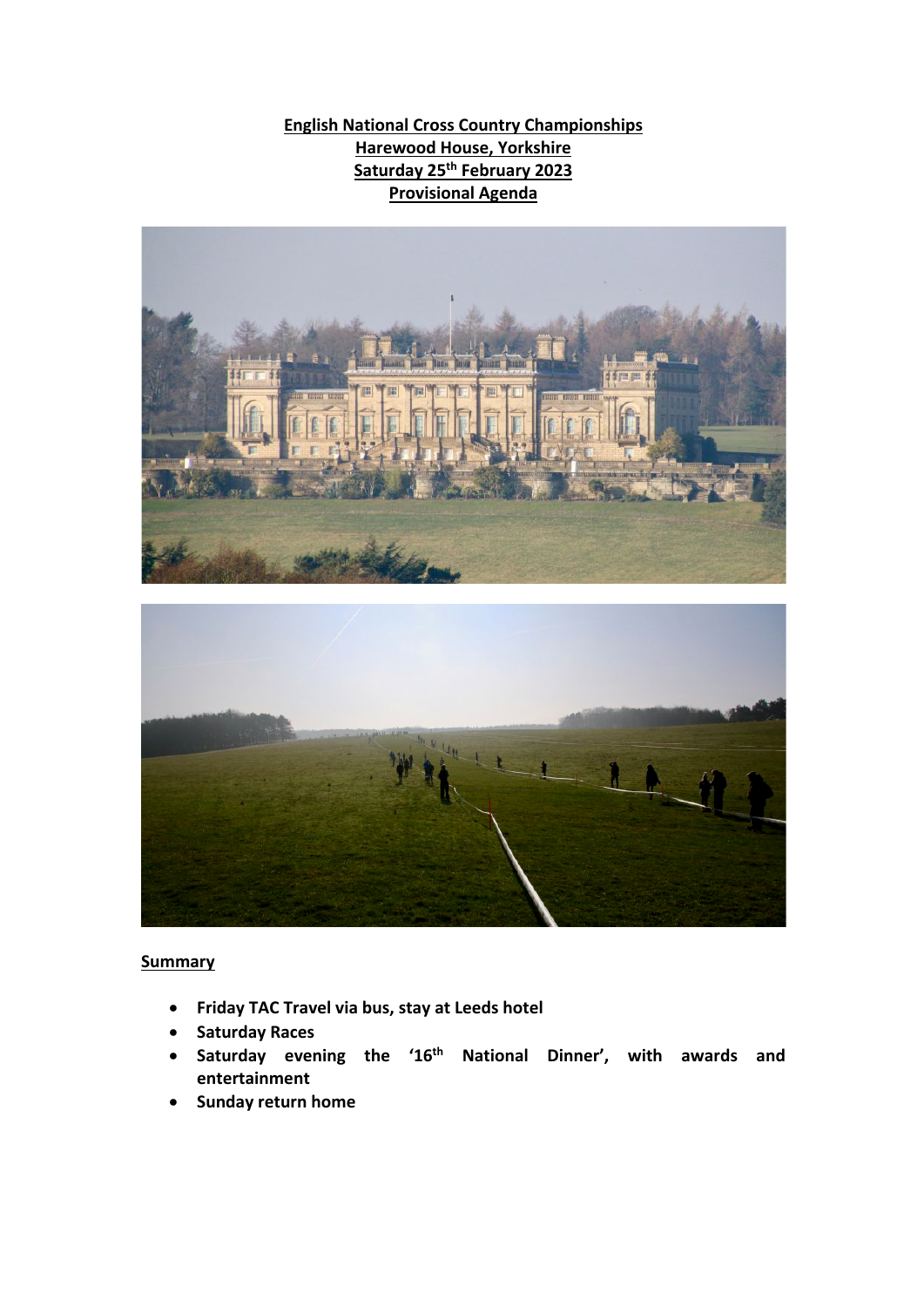# English National Cross Country Championships

## Harewood House, Yorkshire

## Saturday 25th February 2023

## Provisional Agenda

### Summary

- **Friday TAC Travel via bus, stay at Leeds hotel**
- **Saturday Races**
- **Saturday evening the '16th National Dinner', with awards and entertainment**
- **Sunday return home**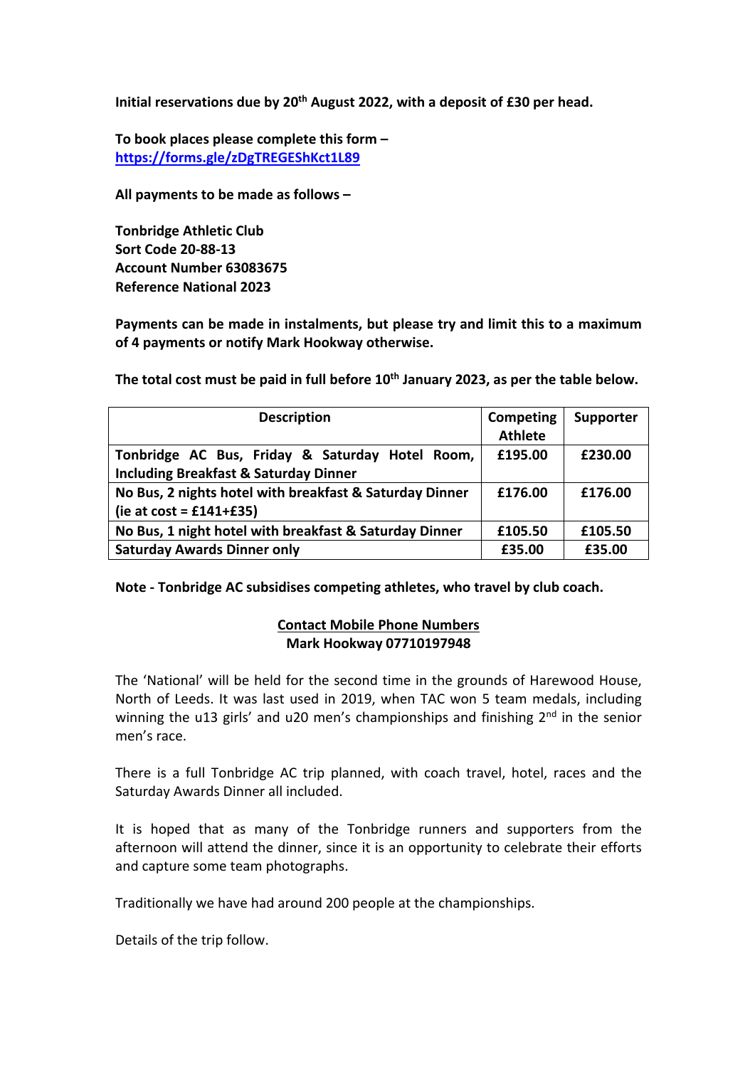**Initial reservations due by 20th August 2022, with a deposit of £30 per head.**

**To book places please complete this form –**
**https://forms.gle/zDgTREGEShKct1L89**

**All payments to be made as follows –**

**Tonbridge Athletic Club**
**Sort Code 20-88-13**
**Account Number 63083675**
**Reference National 2023**

**Payments can be made in instalments, but please try and limit this to a maximum of 4 payments or notify Mark Hookway otherwise.**

**The total cost must be paid in full before 10th January 2023, as per the table below.**

| Description | Competing Athlete | Supporter |
|---|---|---|
| Tonbridge AC Bus, Friday & Saturday Hotel Room, Including Breakfast & Saturday Dinner | £195.00 | £230.00 |
| No Bus, 2 nights hotel with breakfast & Saturday Dinner (ie at cost = £141+£35) | £176.00 | £176.00 |
| No Bus, 1 night hotel with breakfast & Saturday Dinner | £105.50 | £105.50 |
| Saturday Awards Dinner only | £35.00 | £35.00 |

**Note - Tonbridge AC subsidises competing athletes, who travel by club coach.**

**Contact Mobile Phone Numbers**
**Mark Hookway 07710197948**

The 'National' will be held for the second time in the grounds of Harewood House, North of Leeds. It was last used in 2019, when TAC won 5 team medals, including winning the u13 girls' and u20 men's championships and finishing 2nd in the senior men's race.

There is a full Tonbridge AC trip planned, with coach travel, hotel, races and the Saturday Awards Dinner all included.

It is hoped that as many of the Tonbridge runners and supporters from the afternoon will attend the dinner, since it is an opportunity to celebrate their efforts and capture some team photographs.

Traditionally we have had around 200 people at the championships.

Details of the trip follow.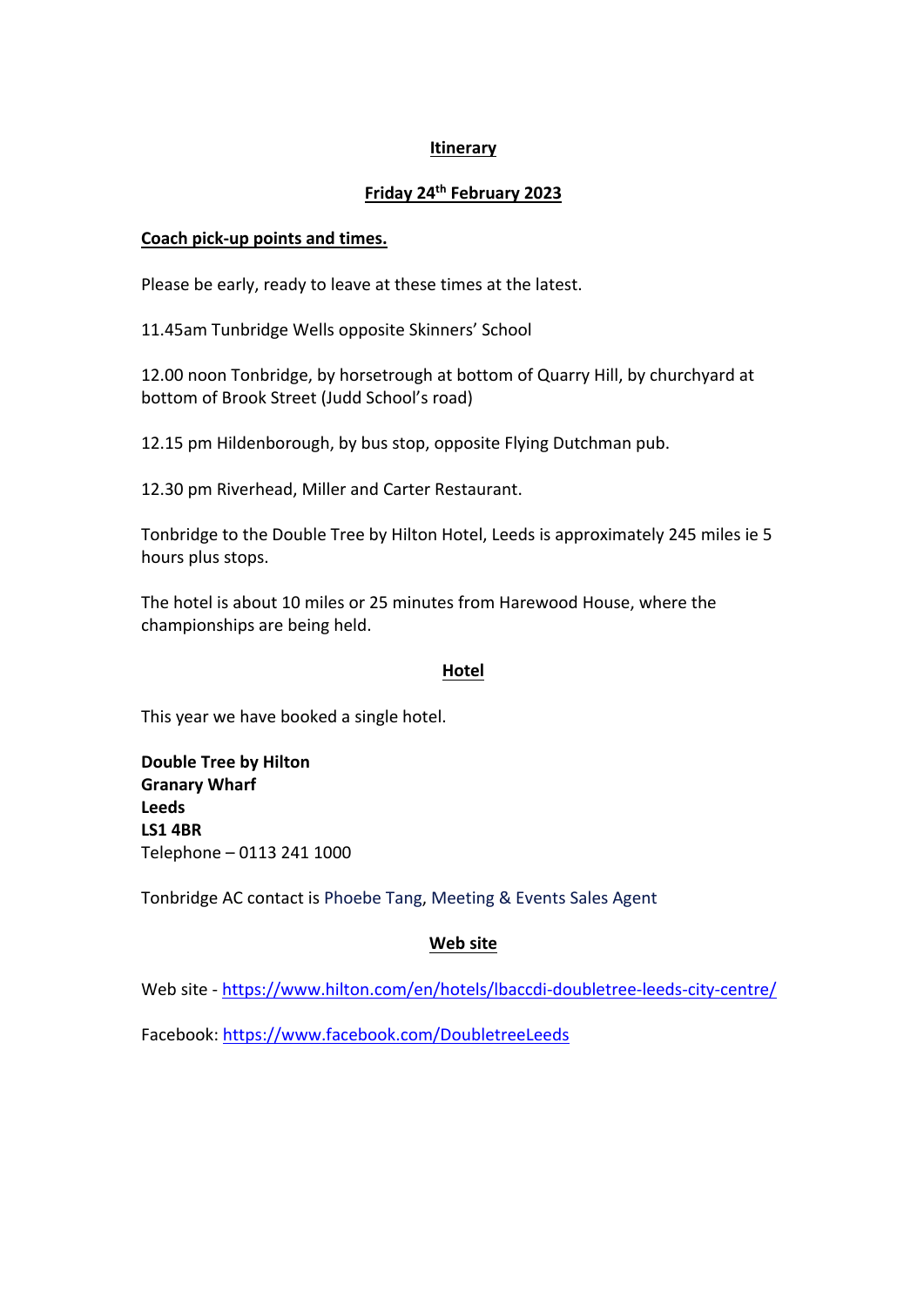## Itinerary

## Friday 24th February 2023

### Coach pick-up points and times.

Please be early, ready to leave at these times at the latest.

11.45am Tunbridge Wells opposite Skinners' School

12.00 noon Tonbridge, by horsetrough at bottom of Quarry Hill, by churchyard at bottom of Brook Street (Judd School's road)

12.15 pm Hildenborough, by bus stop, opposite Flying Dutchman pub.

12.30 pm Riverhead, Miller and Carter Restaurant.

Tonbridge to the Double Tree by Hilton Hotel, Leeds is approximately 245 miles ie 5 hours plus stops.

The hotel is about 10 miles or 25 minutes from Harewood House, where the championships are being held.

## Hotel

This year we have booked a single hotel.

**Double Tree by Hilton**
**Granary Wharf**
**Leeds**
**LS1 4BR**
Telephone – 0113 241 1000

Tonbridge AC contact is Phoebe Tang, Meeting & Events Sales Agent

## Web site

Web site - https://www.hilton.com/en/hotels/lbaccdi-doubletree-leeds-city-centre/

Facebook: https://www.facebook.com/DoubletreeLeeds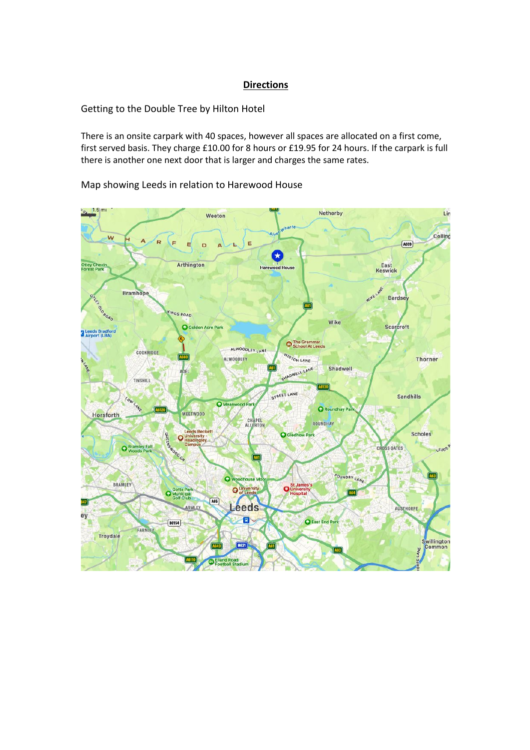# Directions

Getting to the Double Tree by Hilton Hotel

There is an onsite carpark with 40 spaces, however all spaces are allocated on a first come, first served basis. They charge £10.00 for 8 hours or £19.95 for 24 hours. If the carpark is full there is another one next door that is larger and charges the same rates.

Map showing Leeds in relation to Harewood House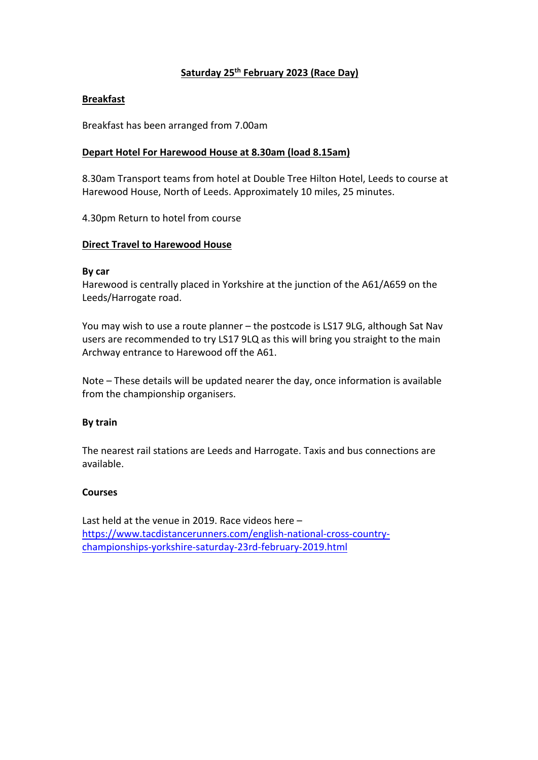## Saturday 25th February 2023 (Race Day)

### Breakfast

Breakfast has been arranged from 7.00am

### Depart Hotel For Harewood House at 8.30am (load 8.15am)

8.30am Transport teams from hotel at Double Tree Hilton Hotel, Leeds to course at Harewood House, North of Leeds. Approximately 10 miles, 25 minutes.

4.30pm Return to hotel from course

### Direct Travel to Harewood House

**By car**

Harewood is centrally placed in Yorkshire at the junction of the A61/A659 on the Leeds/Harrogate road.

You may wish to use a route planner – the postcode is LS17 9LG, although Sat Nav users are recommended to try LS17 9LQ as this will bring you straight to the main Archway entrance to Harewood off the A61.

Note – These details will be updated nearer the day, once information is available from the championship organisers.

**By train**

The nearest rail stations are Leeds and Harrogate. Taxis and bus connections are available.

**Courses**

Last held at the venue in 2019. Race videos here – [https://www.tacdistancerunners.com/english-national-cross-country-championships-yorkshire-saturday-23rd-february-2019.html](https://www.tacdistancerunners.com/english-national-cross-country-championships-yorkshire-saturday-23rd-february-2019.html)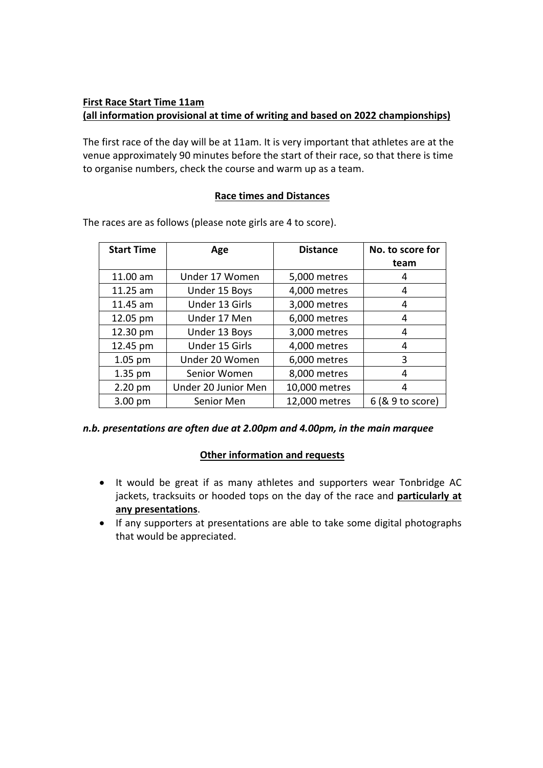**First Race Start Time 11am**
**(all information provisional at time of writing and based on 2022 championships)**

The first race of the day will be at 11am. It is very important that athletes are at the venue approximately 90 minutes before the start of their race, so that there is time to organise numbers, check the course and warm up as a team.

**Race times and Distances**

The races are as follows (please note girls are 4 to score).

| Start Time | Age | Distance | No. to score for team |
|---|---|---|---|
| 11.00 am | Under 17 Women | 5,000 metres | 4 |
| 11.25 am | Under 15 Boys | 4,000 metres | 4 |
| 11.45 am | Under 13 Girls | 3,000 metres | 4 |
| 12.05 pm | Under 17 Men | 6,000 metres | 4 |
| 12.30 pm | Under 13 Boys | 3,000 metres | 4 |
| 12.45 pm | Under 15 Girls | 4,000 metres | 4 |
| 1.05 pm | Under 20 Women | 6,000 metres | 3 |
| 1.35 pm | Senior Women | 8,000 metres | 4 |
| 2.20 pm | Under 20 Junior Men | 10,000 metres | 4 |
| 3.00 pm | Senior Men | 12,000 metres | 6 (& 9 to score) |

***n.b. presentations are often due at 2.00pm and 4.00pm, in the main marquee***

**Other information and requests**

- It would be great if as many athletes and supporters wear Tonbridge AC jackets, tracksuits or hooded tops on the day of the race and **particularly at any presentations**.
- If any supporters at presentations are able to take some digital photographs that would be appreciated.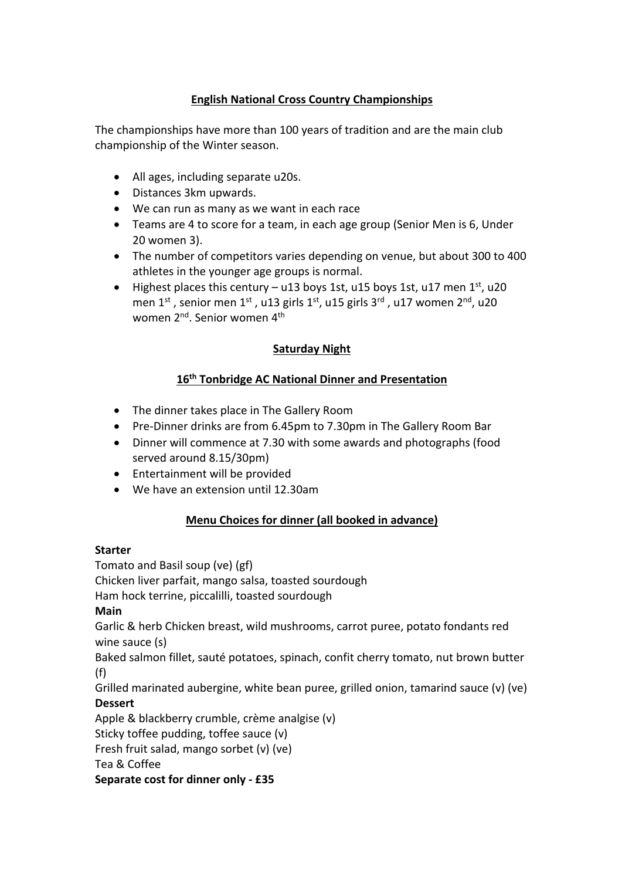## English National Cross Country Championships

The championships have more than 100 years of tradition and are the main club championship of the Winter season.

- All ages, including separate u20s.
- Distances 3km upwards.
- We can run as many as we want in each race
- Teams are 4 to score for a team, in each age group (Senior Men is 6, Under 20 women 3).
- The number of competitors varies depending on venue, but about 300 to 400 athletes in the younger age groups is normal.
- Highest places this century – u13 boys 1st, u15 boys 1st, u17 men 1st, u20 men 1st , senior men 1st , u13 girls 1st, u15 girls 3rd , u17 women 2nd, u20 women 2nd. Senior women 4th

## Saturday Night

## 16th Tonbridge AC National Dinner and Presentation

- The dinner takes place in The Gallery Room
- Pre-Dinner drinks are from 6.45pm to 7.30pm in The Gallery Room Bar
- Dinner will commence at 7.30 with some awards and photographs (food served around 8.15/30pm)
- Entertainment will be provided
- We have an extension until 12.30am

## Menu Choices for dinner (all booked in advance)

**Starter**

Tomato and Basil soup (ve) (gf)
Chicken liver parfait, mango salsa, toasted sourdough
Ham hock terrine, piccalilli, toasted sourdough

**Main**

Garlic & herb Chicken breast, wild mushrooms, carrot puree, potato fondants red wine sauce (s)
Baked salmon fillet, sauté potatoes, spinach, confit cherry tomato, nut brown butter (f)
Grilled marinated aubergine, white bean puree, grilled onion, tamarind sauce (v) (ve)

**Dessert**

Apple & blackberry crumble, crème analgise (v)
Sticky toffee pudding, toffee sauce (v)
Fresh fruit salad, mango sorbet (v) (ve)
Tea & Coffee

**Separate cost for dinner only - £35**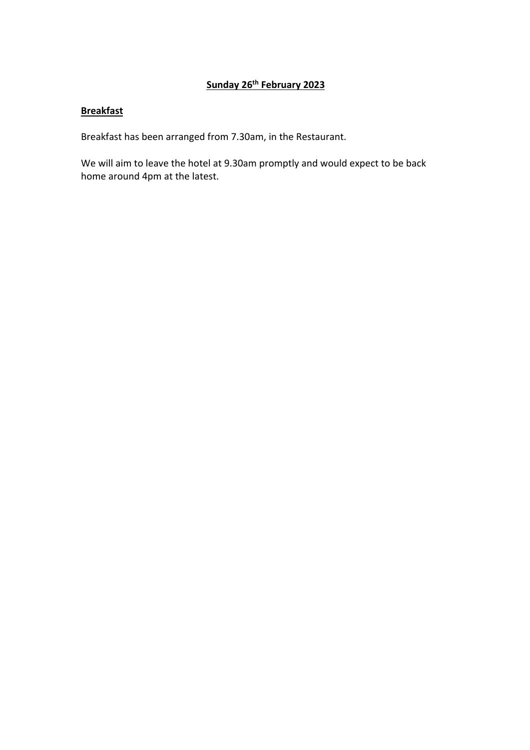## **Sunday 26th February 2023**

### **Breakfast**

Breakfast has been arranged from 7.30am, in the Restaurant.

We will aim to leave the hotel at 9.30am promptly and would expect to be back home around 4pm at the latest.